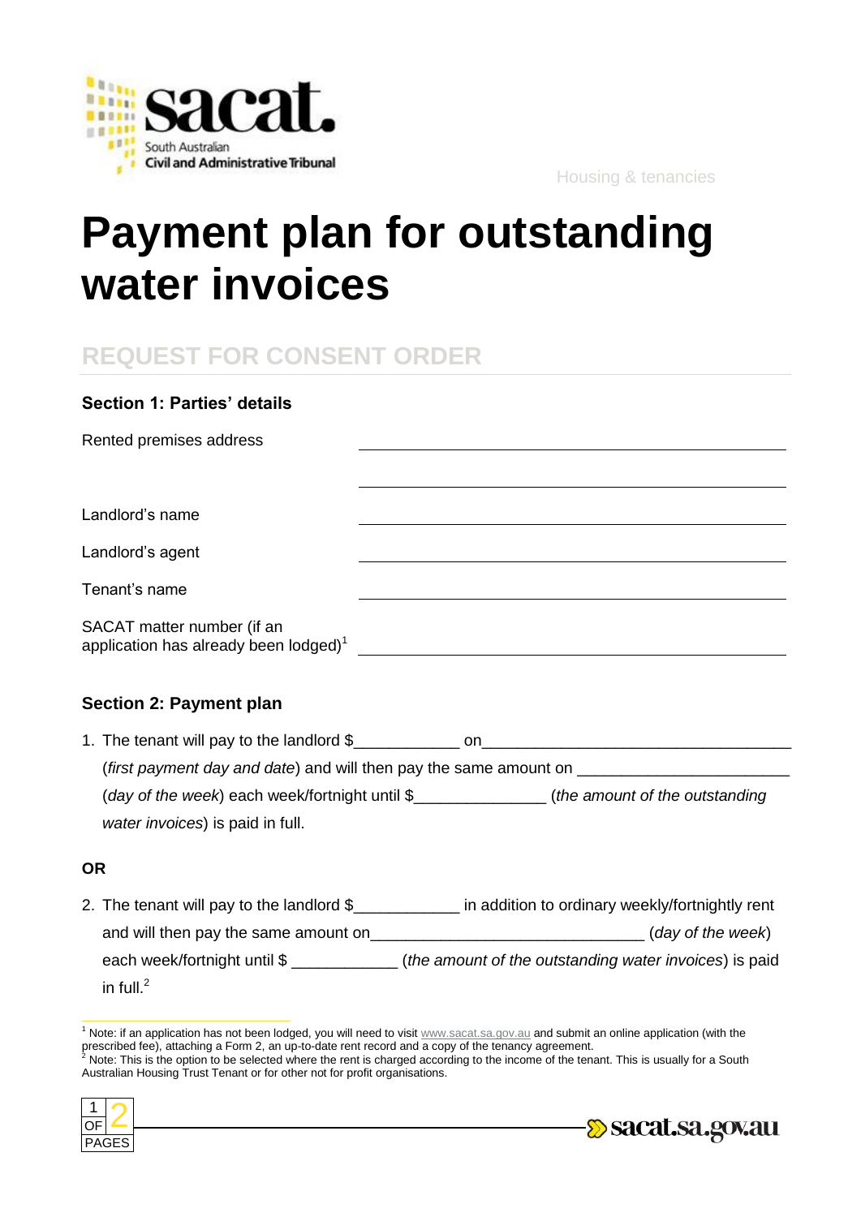Housing & tenancies

# Payment plan for outstanding water invoices

## REQUEST FOR CONSENT ORDER

### Section 1: Parties' details

| | |
|---|---|
| Rented premises address | ______________________________ |
| | ______________________________ |
| Landlord's name | ______________________________ |
| Landlord's agent | ______________________________ |
| Tenant's name | ______________________________ |
| SACAT matter number (if an application has already been lodged)[1] | ______________________________ |

### Section 2: Payment plan

1. The tenant will pay to the landlord $___________ on___________________________________ (*first payment day and date*) and will then pay the same amount on _______________________ (*day of the week*) each week/fortnight until $______________ (*the amount of the outstanding water invoices*) is paid in full.

**OR**

2. The tenant will pay to the landlord $___________ in addition to ordinary weekly/fortnightly rent and will then pay the same amount on_____________________________ (*day of the week*) each week/fortnight until $ ___________ (*the amount of the outstanding water invoices*) is paid in full.[2]

---

[1] Note: if an application has not been lodged, you will need to visit www.sacat.sa.gov.au and submit an online application (with the prescribed fee), attaching a Form 2, an up-to-date rent record and a copy of the tenancy agreement.

[2] Note: This is the option to be selected where the rent is charged according to the income of the tenant. This is usually for a South Australian Housing Trust Tenant or for other not for profit organisations.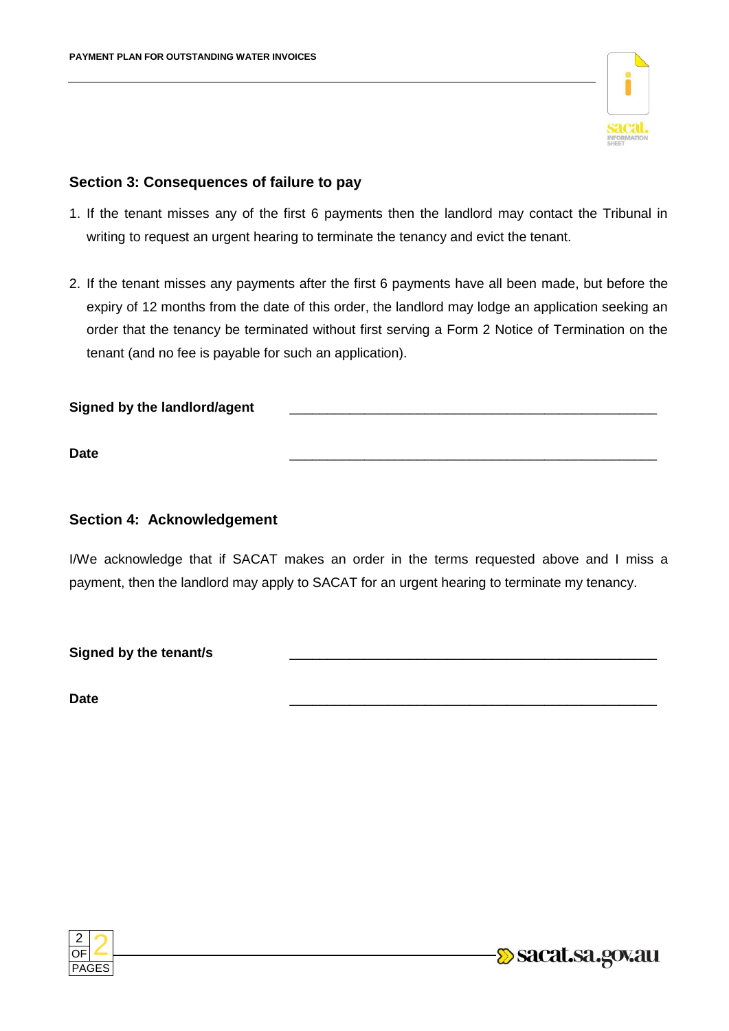## Section 3: Consequences of failure to pay

1. If the tenant misses any of the first 6 payments then the landlord may contact the Tribunal in writing to request an urgent hearing to terminate the tenancy and evict the tenant.

2. If the tenant misses any payments after the first 6 payments have all been made, but before the expiry of 12 months from the date of this order, the landlord may lodge an application seeking an order that the tenancy be terminated without first serving a Form 2 Notice of Termination on the tenant (and no fee is payable for such an application).

**Signed by the landlord/agent** ______________________________________________

**Date** ______________________________________________

## Section 4: Acknowledgement

I/We acknowledge that if SACAT makes an order in the terms requested above and I miss a payment, then the landlord may apply to SACAT for an urgent hearing to terminate my tenancy.

**Signed by the tenant/s** ______________________________________________

**Date** ______________________________________________